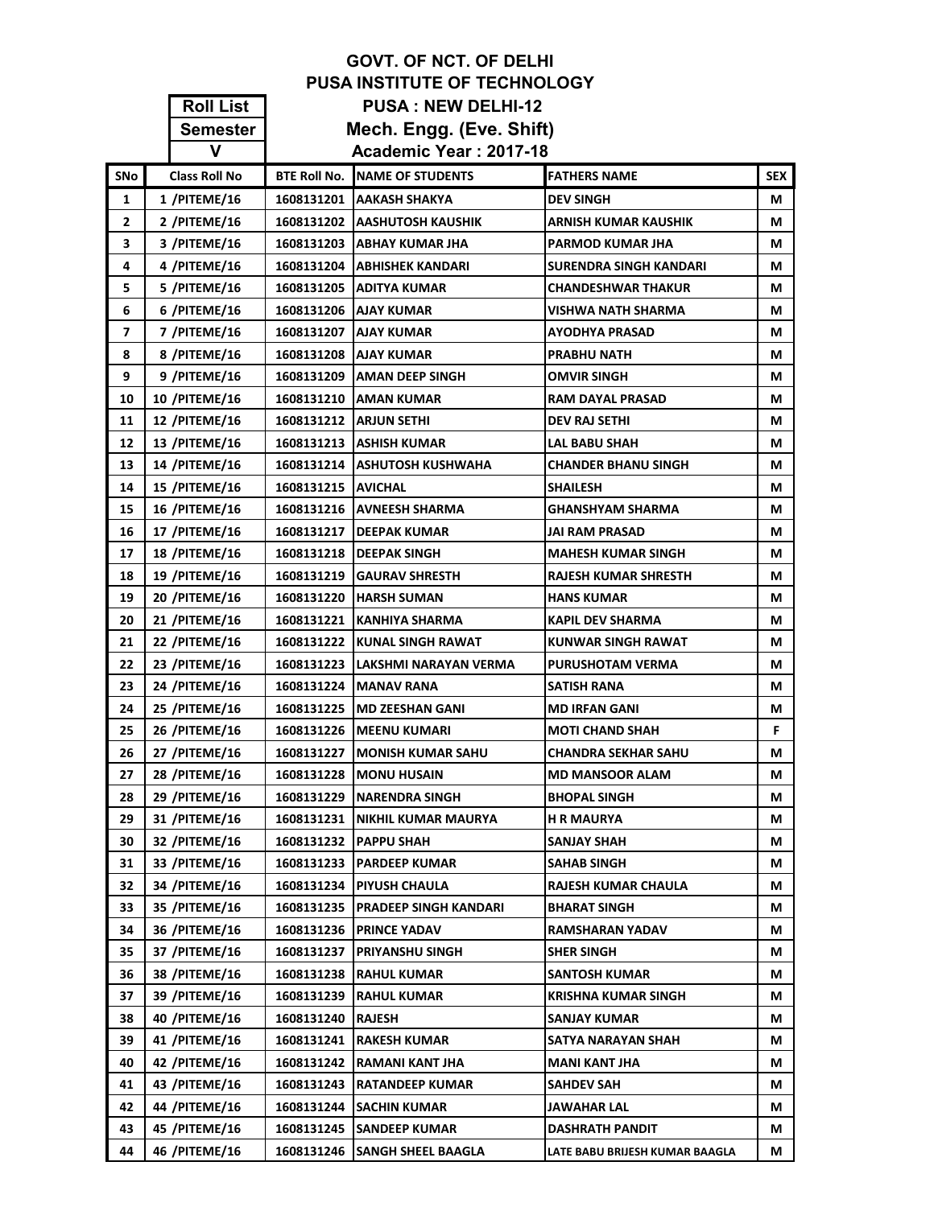# GOVT. OF NCT. OF DELHI

## PUSA INSTITUTE OF TECHNOLOGY

**Roll List** | **PUSA : NEW DELHI-12**

**Semester** | **Mech. Engg. (Eve. Shift)**

**V** | **Academic Year : 2017-18**

| SNo | Class Roll No | BTE Roll No. | NAME OF STUDENTS | FATHERS NAME | SEX |
|---|---|---|---|---|---|
| 1 | 1 /PITEME/16 | 1608131201 | AAKASH SHAKYA | DEV SINGH | M |
| 2 | 2 /PITEME/16 | 1608131202 | AASHUTOSH KAUSHIK | ARNISH KUMAR KAUSHIK | M |
| 3 | 3 /PITEME/16 | 1608131203 | ABHAY KUMAR JHA | PARMOD KUMAR JHA | M |
| 4 | 4 /PITEME/16 | 1608131204 | ABHISHEK KANDARI | SURENDRA SINGH KANDARI | M |
| 5 | 5 /PITEME/16 | 1608131205 | ADITYA KUMAR | CHANDESHWAR THAKUR | M |
| 6 | 6 /PITEME/16 | 1608131206 | AJAY KUMAR | VISHWA NATH SHARMA | M |
| 7 | 7 /PITEME/16 | 1608131207 | AJAY KUMAR | AYODHYA PRASAD | M |
| 8 | 8 /PITEME/16 | 1608131208 | AJAY KUMAR | PRABHU NATH | M |
| 9 | 9 /PITEME/16 | 1608131209 | AMAN DEEP SINGH | OMVIR SINGH | M |
| 10 | 10 /PITEME/16 | 1608131210 | AMAN KUMAR | RAM DAYAL PRASAD | M |
| 11 | 12 /PITEME/16 | 1608131212 | ARJUN SETHI | DEV RAJ SETHI | M |
| 12 | 13 /PITEME/16 | 1608131213 | ASHISH KUMAR | LAL BABU SHAH | M |
| 13 | 14 /PITEME/16 | 1608131214 | ASHUTOSH KUSHWAHA | CHANDER BHANU SINGH | M |
| 14 | 15 /PITEME/16 | 1608131215 | AVICHAL | SHAILESH | M |
| 15 | 16 /PITEME/16 | 1608131216 | AVNEESH SHARMA | GHANSHYAM SHARMA | M |
| 16 | 17 /PITEME/16 | 1608131217 | DEEPAK KUMAR | JAI RAM PRASAD | M |
| 17 | 18 /PITEME/16 | 1608131218 | DEEPAK SINGH | MAHESH KUMAR SINGH | M |
| 18 | 19 /PITEME/16 | 1608131219 | GAURAV SHRESTH | RAJESH KUMAR SHRESTH | M |
| 19 | 20 /PITEME/16 | 1608131220 | HARSH SUMAN | HANS KUMAR | M |
| 20 | 21 /PITEME/16 | 1608131221 | KANHIYA SHARMA | KAPIL DEV SHARMA | M |
| 21 | 22 /PITEME/16 | 1608131222 | KUNAL SINGH RAWAT | KUNWAR SINGH RAWAT | M |
| 22 | 23 /PITEME/16 | 1608131223 | LAKSHMI NARAYAN VERMA | PURUSHOTAM VERMA | M |
| 23 | 24 /PITEME/16 | 1608131224 | MANAV RANA | SATISH RANA | M |
| 24 | 25 /PITEME/16 | 1608131225 | MD ZEESHAN GANI | MD IRFAN GANI | M |
| 25 | 26 /PITEME/16 | 1608131226 | MEENU KUMARI | MOTI CHAND SHAH | F |
| 26 | 27 /PITEME/16 | 1608131227 | MONISH KUMAR SAHU | CHANDRA SEKHAR SAHU | M |
| 27 | 28 /PITEME/16 | 1608131228 | MONU HUSAIN | MD MANSOOR ALAM | M |
| 28 | 29 /PITEME/16 | 1608131229 | NARENDRA SINGH | BHOPAL SINGH | M |
| 29 | 31 /PITEME/16 | 1608131231 | NIKHIL KUMAR MAURYA | H R MAURYA | M |
| 30 | 32 /PITEME/16 | 1608131232 | PAPPU SHAH | SANJAY SHAH | M |
| 31 | 33 /PITEME/16 | 1608131233 | PARDEEP KUMAR | SAHAB SINGH | M |
| 32 | 34 /PITEME/16 | 1608131234 | PIYUSH CHAULA | RAJESH KUMAR CHAULA | M |
| 33 | 35 /PITEME/16 | 1608131235 | PRADEEP SINGH KANDARI | BHARAT SINGH | M |
| 34 | 36 /PITEME/16 | 1608131236 | PRINCE YADAV | RAMSHARAN YADAV | M |
| 35 | 37 /PITEME/16 | 1608131237 | PRIYANSHU SINGH | SHER SINGH | M |
| 36 | 38 /PITEME/16 | 1608131238 | RAHUL KUMAR | SANTOSH KUMAR | M |
| 37 | 39 /PITEME/16 | 1608131239 | RAHUL KUMAR | KRISHNA KUMAR SINGH | M |
| 38 | 40 /PITEME/16 | 1608131240 | RAJESH | SANJAY KUMAR | M |
| 39 | 41 /PITEME/16 | 1608131241 | RAKESH KUMAR | SATYA NARAYAN SHAH | M |
| 40 | 42 /PITEME/16 | 1608131242 | RAMANI KANT JHA | MANI KANT JHA | M |
| 41 | 43 /PITEME/16 | 1608131243 | RATANDEEP KUMAR | SAHDEV SAH | M |
| 42 | 44 /PITEME/16 | 1608131244 | SACHIN KUMAR | JAWAHAR LAL | M |
| 43 | 45 /PITEME/16 | 1608131245 | SANDEEP KUMAR | DASHRATH PANDIT | M |
| 44 | 46 /PITEME/16 | 1608131246 | SANGH SHEEL BAAGLA | LATE BABU BRIJESH KUMAR BAAGLA | M |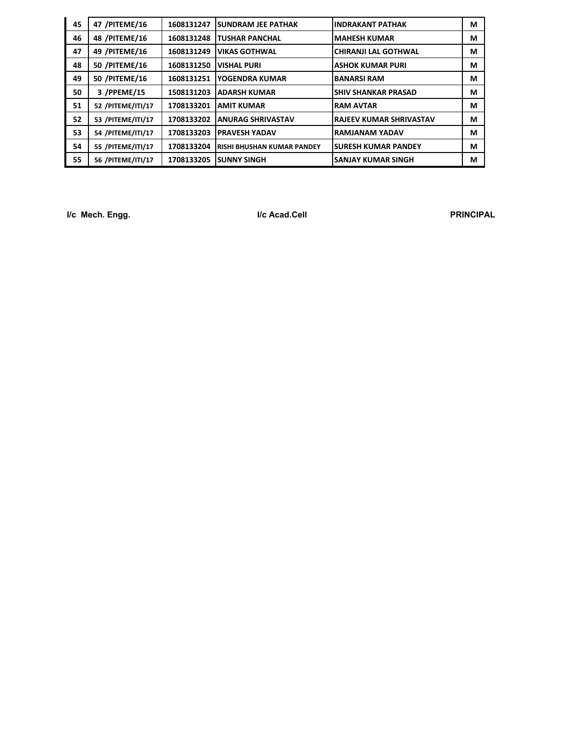| 45 | 47 /PITEME/16 | 1608131247 | SUNDRAM JEE PATHAK | INDRAKANT PATHAK | M |
|---|---|---|---|---|---|
| 46 | 48 /PITEME/16 | 1608131248 | TUSHAR PANCHAL | MAHESH KUMAR | M |
| 47 | 49 /PITEME/16 | 1608131249 | VIKAS GOTHWAL | CHIRANJI LAL GOTHWAL | M |
| 48 | 50 /PITEME/16 | 1608131250 | VISHAL PURI | ASHOK KUMAR PURI | M |
| 49 | 50 /PITEME/16 | 1608131251 | YOGENDRA KUMAR | BANARSI RAM | M |
| 50 | 3 /PPEME/15 | 1508131203 | ADARSH KUMAR | SHIV SHANKAR PRASAD | M |
| 51 | 52 /PITEME/ITI/17 | 1708133201 | AMIT KUMAR | RAM AVTAR | M |
| 52 | 53 /PITEME/ITI/17 | 1708133202 | ANURAG SHRIVASTAV | RAJEEV KUMAR SHRIVASTAV | M |
| 53 | 54 /PITEME/ITI/17 | 1708133203 | PRAVESH YADAV | RAMJANAM YADAV | M |
| 54 | 55 /PITEME/ITI/17 | 1708133204 | RISHI BHUSHAN KUMAR PANDEY | SURESH KUMAR PANDEY | M |
| 55 | 56 /PITEME/ITI/17 | 1708133205 | SUNNY SINGH | SANJAY KUMAR SINGH | M |

**I/c Mech. Engg.** **I/c Acad.Cell** **PRINCIPAL**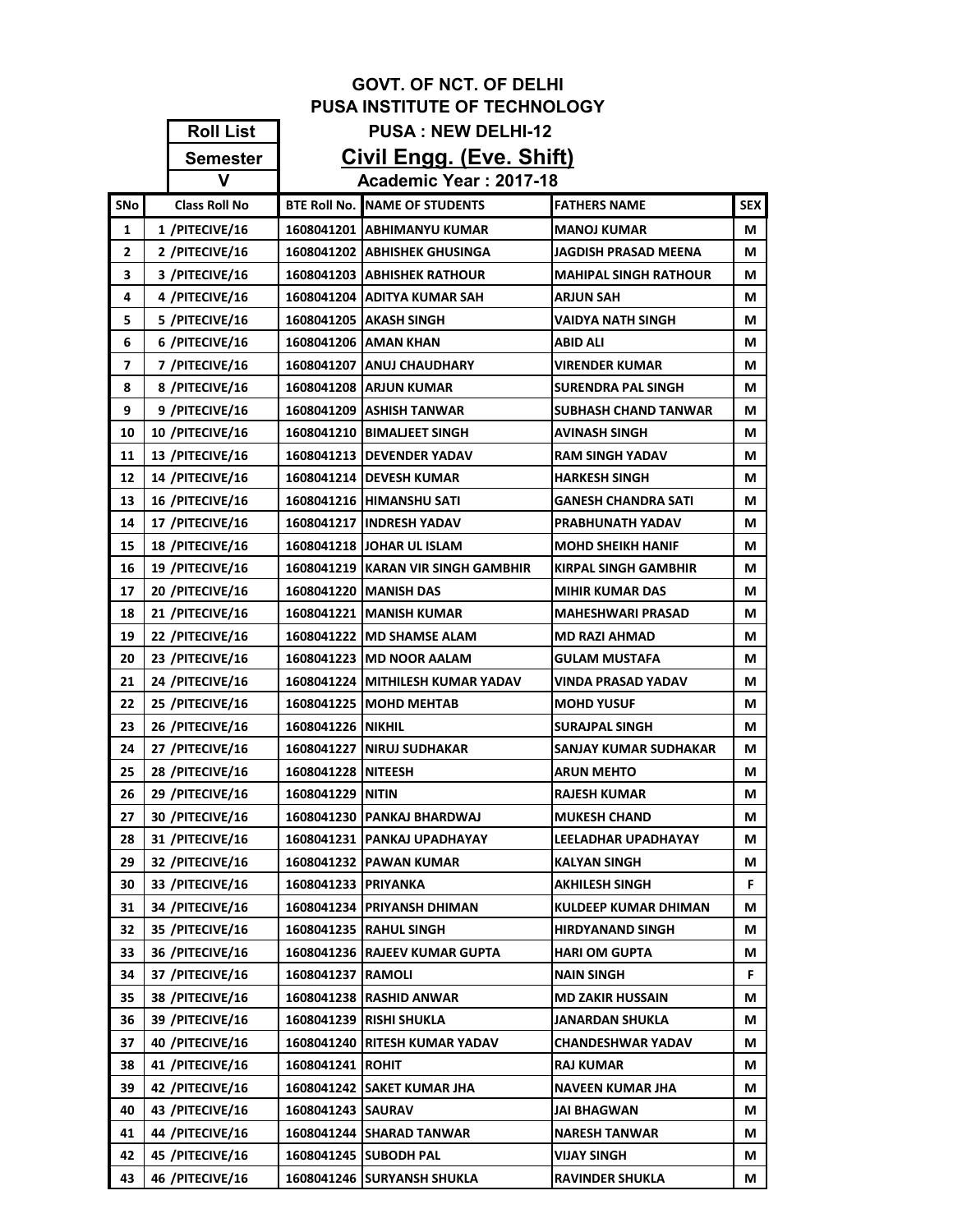# GOVT. OF NCT. OF DELHI
## PUSA INSTITUTE OF TECHNOLOGY
### PUSA : NEW DELHI-12

| Roll List |
|---|
| Semester |
| V |

**Civil Engg. (Eve. Shift)**

**Academic Year : 2017-18**

| SNo | Class Roll No | BTE Roll No. | NAME OF STUDENTS | FATHERS NAME | SEX |
|---|---|---|---|---|---|
| 1 | 1 /PITECIVE/16 | 1608041201 | ABHIMANYU KUMAR | MANOJ KUMAR | M |
| 2 | 2 /PITECIVE/16 | 1608041202 | ABHISHEK GHUSINGA | JAGDISH PRASAD MEENA | M |
| 3 | 3 /PITECIVE/16 | 1608041203 | ABHISHEK RATHOUR | MAHIPAL SINGH RATHOUR | M |
| 4 | 4 /PITECIVE/16 | 1608041204 | ADITYA KUMAR SAH | ARJUN SAH | M |
| 5 | 5 /PITECIVE/16 | 1608041205 | AKASH SINGH | VAIDYA NATH SINGH | M |
| 6 | 6 /PITECIVE/16 | 1608041206 | AMAN KHAN | ABID ALI | M |
| 7 | 7 /PITECIVE/16 | 1608041207 | ANUJ CHAUDHARY | VIRENDER KUMAR | M |
| 8 | 8 /PITECIVE/16 | 1608041208 | ARJUN KUMAR | SURENDRA PAL SINGH | M |
| 9 | 9 /PITECIVE/16 | 1608041209 | ASHISH TANWAR | SUBHASH CHAND TANWAR | M |
| 10 | 10 /PITECIVE/16 | 1608041210 | BIMALJEET SINGH | AVINASH SINGH | M |
| 11 | 13 /PITECIVE/16 | 1608041213 | DEVENDER YADAV | RAM SINGH YADAV | M |
| 12 | 14 /PITECIVE/16 | 1608041214 | DEVESH KUMAR | HARKESH SINGH | M |
| 13 | 16 /PITECIVE/16 | 1608041216 | HIMANSHU SATI | GANESH CHANDRA SATI | M |
| 14 | 17 /PITECIVE/16 | 1608041217 | INDRESH YADAV | PRABHUNATH YADAV | M |
| 15 | 18 /PITECIVE/16 | 1608041218 | JOHAR UL ISLAM | MOHD SHEIKH HANIF | M |
| 16 | 19 /PITECIVE/16 | 1608041219 | KARAN VIR SINGH GAMBHIR | KIRPAL SINGH GAMBHIR | M |
| 17 | 20 /PITECIVE/16 | 1608041220 | MANISH DAS | MIHIR KUMAR DAS | M |
| 18 | 21 /PITECIVE/16 | 1608041221 | MANISH KUMAR | MAHESHWARI PRASAD | M |
| 19 | 22 /PITECIVE/16 | 1608041222 | MD SHAMSE ALAM | MD RAZI AHMAD | M |
| 20 | 23 /PITECIVE/16 | 1608041223 | MD NOOR AALAM | GULAM MUSTAFA | M |
| 21 | 24 /PITECIVE/16 | 1608041224 | MITHILESH KUMAR YADAV | VINDA PRASAD YADAV | M |
| 22 | 25 /PITECIVE/16 | 1608041225 | MOHD MEHTAB | MOHD YUSUF | M |
| 23 | 26 /PITECIVE/16 | 1608041226 | NIKHIL | SURAJPAL SINGH | M |
| 24 | 27 /PITECIVE/16 | 1608041227 | NIRUJ SUDHAKAR | SANJAY KUMAR SUDHAKAR | M |
| 25 | 28 /PITECIVE/16 | 1608041228 | NITEESH | ARUN MEHTO | M |
| 26 | 29 /PITECIVE/16 | 1608041229 | NITIN | RAJESH KUMAR | M |
| 27 | 30 /PITECIVE/16 | 1608041230 | PANKAJ BHARDWAJ | MUKESH CHAND | M |
| 28 | 31 /PITECIVE/16 | 1608041231 | PANKAJ UPADHAYAY | LEELADHAR UPADHAYAY | M |
| 29 | 32 /PITECIVE/16 | 1608041232 | PAWAN KUMAR | KALYAN SINGH | M |
| 30 | 33 /PITECIVE/16 | 1608041233 | PRIYANKA | AKHILESH SINGH | F |
| 31 | 34 /PITECIVE/16 | 1608041234 | PRIYANSH DHIMAN | KULDEEP KUMAR DHIMAN | M |
| 32 | 35 /PITECIVE/16 | 1608041235 | RAHUL SINGH | HIRDYANAND SINGH | M |
| 33 | 36 /PITECIVE/16 | 1608041236 | RAJEEV KUMAR GUPTA | HARI OM GUPTA | M |
| 34 | 37 /PITECIVE/16 | 1608041237 | RAMOLI | NAIN SINGH | F |
| 35 | 38 /PITECIVE/16 | 1608041238 | RASHID ANWAR | MD ZAKIR HUSSAIN | M |
| 36 | 39 /PITECIVE/16 | 1608041239 | RISHI SHUKLA | JANARDAN SHUKLA | M |
| 37 | 40 /PITECIVE/16 | 1608041240 | RITESH KUMAR YADAV | CHANDESHWAR YADAV | M |
| 38 | 41 /PITECIVE/16 | 1608041241 | ROHIT | RAJ KUMAR | M |
| 39 | 42 /PITECIVE/16 | 1608041242 | SAKET KUMAR JHA | NAVEEN KUMAR JHA | M |
| 40 | 43 /PITECIVE/16 | 1608041243 | SAURAV | JAI BHAGWAN | M |
| 41 | 44 /PITECIVE/16 | 1608041244 | SHARAD TANWAR | NARESH TANWAR | M |
| 42 | 45 /PITECIVE/16 | 1608041245 | SUBODH PAL | VIJAY SINGH | M |
| 43 | 46 /PITECIVE/16 | 1608041246 | SURYANSH SHUKLA | RAVINDER SHUKLA | M |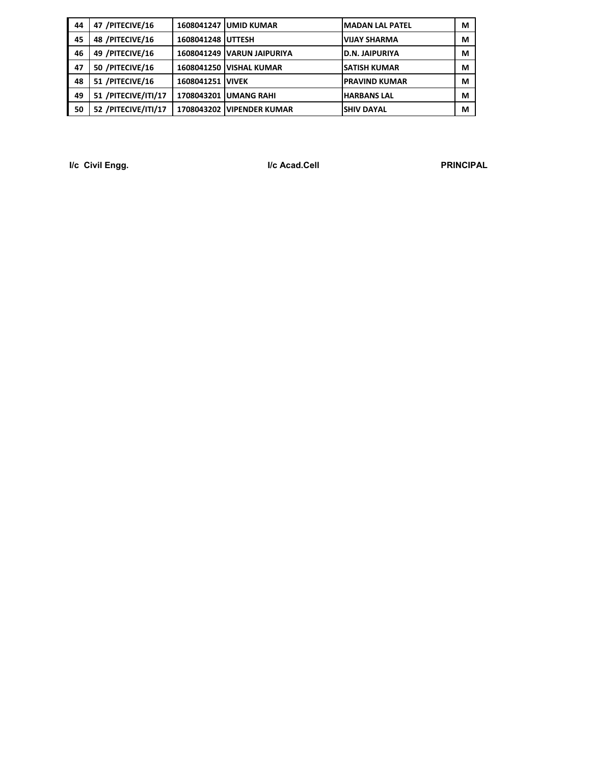| | | | | | |
|---|---|---|---|---|---|
| 44 | 47 /PITECIVE/16 | 1608041247 | UMID KUMAR | MADAN LAL PATEL | M |
| 45 | 48 /PITECIVE/16 | 1608041248 | UTTESH | VIJAY SHARMA | M |
| 46 | 49 /PITECIVE/16 | 1608041249 | VARUN JAIPURIYA | D.N. JAIPURIYA | M |
| 47 | 50 /PITECIVE/16 | 1608041250 | VISHAL KUMAR | SATISH KUMAR | M |
| 48 | 51 /PITECIVE/16 | 1608041251 | VIVEK | PRAVIND KUMAR | M |
| 49 | 51 /PITECIVE/ITI/17 | 1708043201 | UMANG RAHI | HARBANS LAL | M |
| 50 | 52 /PITECIVE/ITI/17 | 1708043202 | VIPENDER KUMAR | SHIV DAYAL | M |

**I/c Civil Engg.** **I/c Acad.Cell** **PRINCIPAL**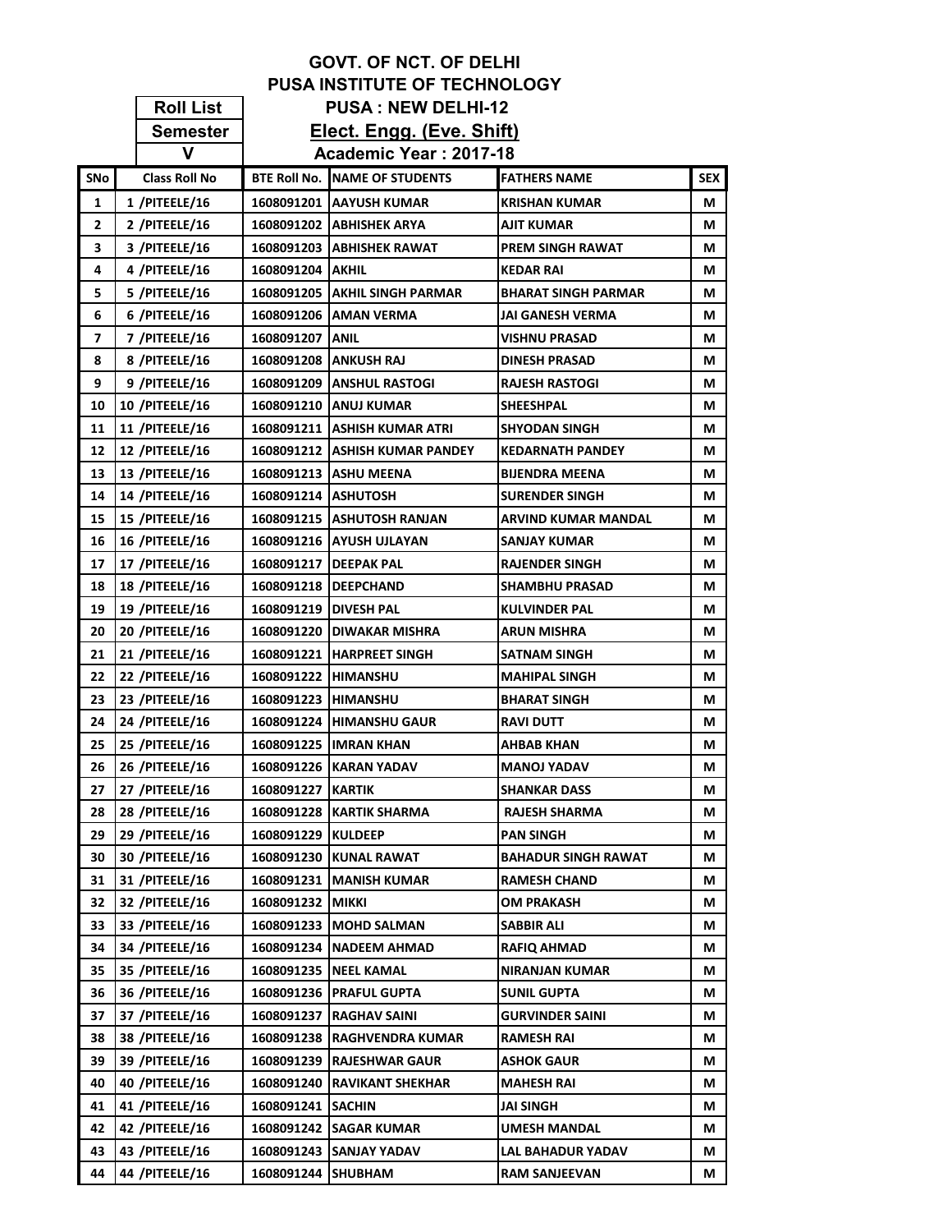# GOVT. OF NCT. OF DELHI
## PUSA INSTITUTE OF TECHNOLOGY
### PUSA : NEW DELHI-12

| Roll List |
|---|
| Semester |
| V |

**Elect. Engg. (Eve. Shift)**

**Academic Year : 2017-18**

| SNo | Class Roll No | BTE Roll No. | NAME OF STUDENTS | FATHERS NAME | SEX |
|---|---|---|---|---|---|
| 1 | 1 /PITEELE/16 | 1608091201 | AAYUSH KUMAR | KRISHAN KUMAR | M |
| 2 | 2 /PITEELE/16 | 1608091202 | ABHISHEK ARYA | AJIT KUMAR | M |
| 3 | 3 /PITEELE/16 | 1608091203 | ABHISHEK RAWAT | PREM SINGH RAWAT | M |
| 4 | 4 /PITEELE/16 | 1608091204 | AKHIL | KEDAR RAI | M |
| 5 | 5 /PITEELE/16 | 1608091205 | AKHIL SINGH PARMAR | BHARAT SINGH PARMAR | M |
| 6 | 6 /PITEELE/16 | 1608091206 | AMAN VERMA | JAI GANESH VERMA | M |
| 7 | 7 /PITEELE/16 | 1608091207 | ANIL | VISHNU PRASAD | M |
| 8 | 8 /PITEELE/16 | 1608091208 | ANKUSH RAJ | DINESH PRASAD | M |
| 9 | 9 /PITEELE/16 | 1608091209 | ANSHUL RASTOGI | RAJESH RASTOGI | M |
| 10 | 10 /PITEELE/16 | 1608091210 | ANUJ KUMAR | SHEESHPAL | M |
| 11 | 11 /PITEELE/16 | 1608091211 | ASHISH KUMAR ATRI | SHYODAN SINGH | M |
| 12 | 12 /PITEELE/16 | 1608091212 | ASHISH KUMAR PANDEY | KEDARNATH PANDEY | M |
| 13 | 13 /PITEELE/16 | 1608091213 | ASHU MEENA | BIJENDRA MEENA | M |
| 14 | 14 /PITEELE/16 | 1608091214 | ASHUTOSH | SURENDER SINGH | M |
| 15 | 15 /PITEELE/16 | 1608091215 | ASHUTOSH RANJAN | ARVIND KUMAR MANDAL | M |
| 16 | 16 /PITEELE/16 | 1608091216 | AYUSH UJLAYAN | SANJAY KUMAR | M |
| 17 | 17 /PITEELE/16 | 1608091217 | DEEPAK PAL | RAJENDER SINGH | M |
| 18 | 18 /PITEELE/16 | 1608091218 | DEEPCHAND | SHAMBHU PRASAD | M |
| 19 | 19 /PITEELE/16 | 1608091219 | DIVESH PAL | KULVINDER PAL | M |
| 20 | 20 /PITEELE/16 | 1608091220 | DIWAKAR MISHRA | ARUN MISHRA | M |
| 21 | 21 /PITEELE/16 | 1608091221 | HARPREET SINGH | SATNAM SINGH | M |
| 22 | 22 /PITEELE/16 | 1608091222 | HIMANSHU | MAHIPAL SINGH | M |
| 23 | 23 /PITEELE/16 | 1608091223 | HIMANSHU | BHARAT SINGH | M |
| 24 | 24 /PITEELE/16 | 1608091224 | HIMANSHU GAUR | RAVI DUTT | M |
| 25 | 25 /PITEELE/16 | 1608091225 | IMRAN KHAN | AHBAB KHAN | M |
| 26 | 26 /PITEELE/16 | 1608091226 | KARAN YADAV | MANOJ YADAV | M |
| 27 | 27 /PITEELE/16 | 1608091227 | KARTIK | SHANKAR DASS | M |
| 28 | 28 /PITEELE/16 | 1608091228 | KARTIK SHARMA | RAJESH SHARMA | M |
| 29 | 29 /PITEELE/16 | 1608091229 | KULDEEP | PAN SINGH | M |
| 30 | 30 /PITEELE/16 | 1608091230 | KUNAL RAWAT | BAHADUR SINGH RAWAT | M |
| 31 | 31 /PITEELE/16 | 1608091231 | MANISH KUMAR | RAMESH CHAND | M |
| 32 | 32 /PITEELE/16 | 1608091232 | MIKKI | OM PRAKASH | M |
| 33 | 33 /PITEELE/16 | 1608091233 | MOHD SALMAN | SABBIR ALI | M |
| 34 | 34 /PITEELE/16 | 1608091234 | NADEEM AHMAD | RAFIQ AHMAD | M |
| 35 | 35 /PITEELE/16 | 1608091235 | NEEL KAMAL | NIRANJAN KUMAR | M |
| 36 | 36 /PITEELE/16 | 1608091236 | PRAFUL GUPTA | SUNIL GUPTA | M |
| 37 | 37 /PITEELE/16 | 1608091237 | RAGHAV SAINI | GURVINDER SAINI | M |
| 38 | 38 /PITEELE/16 | 1608091238 | RAGHVENDRA KUMAR | RAMESH RAI | M |
| 39 | 39 /PITEELE/16 | 1608091239 | RAJESHWAR GAUR | ASHOK GAUR | M |
| 40 | 40 /PITEELE/16 | 1608091240 | RAVIKANT SHEKHAR | MAHESH RAI | M |
| 41 | 41 /PITEELE/16 | 1608091241 | SACHIN | JAI SINGH | M |
| 42 | 42 /PITEELE/16 | 1608091242 | SAGAR KUMAR | UMESH MANDAL | M |
| 43 | 43 /PITEELE/16 | 1608091243 | SANJAY YADAV | LAL BAHADUR YADAV | M |
| 44 | 44 /PITEELE/16 | 1608091244 | SHUBHAM | RAM SANJEEVAN | M |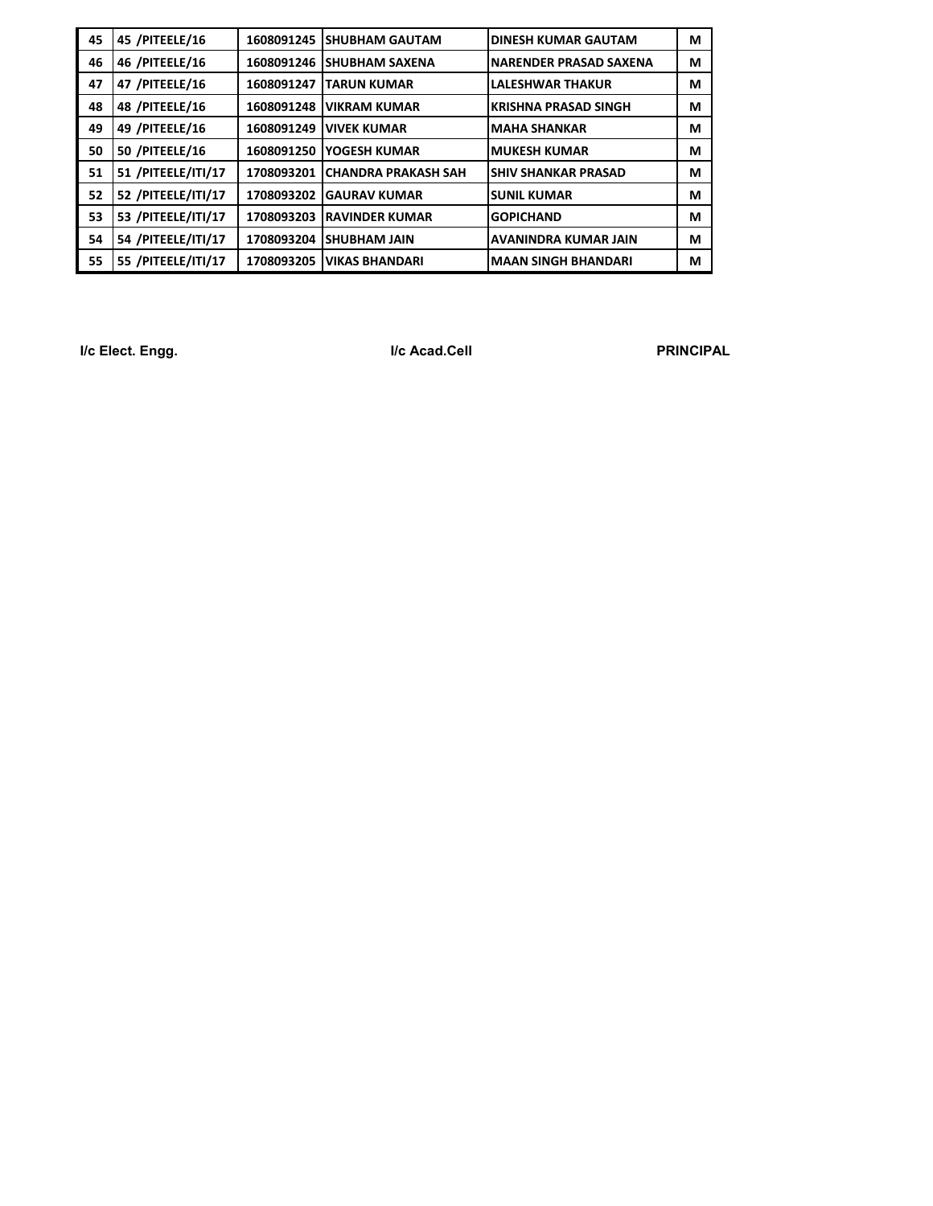| | | | | | |
|---|---|---|---|---|---|
| 45 | 45 /PITEELE/16 | 1608091245 | SHUBHAM GAUTAM | DINESH KUMAR GAUTAM | M |
| 46 | 46 /PITEELE/16 | 1608091246 | SHUBHAM SAXENA | NARENDER PRASAD SAXENA | M |
| 47 | 47 /PITEELE/16 | 1608091247 | TARUN KUMAR | LALESHWAR THAKUR | M |
| 48 | 48 /PITEELE/16 | 1608091248 | VIKRAM KUMAR | KRISHNA PRASAD SINGH | M |
| 49 | 49 /PITEELE/16 | 1608091249 | VIVEK KUMAR | MAHA SHANKAR | M |
| 50 | 50 /PITEELE/16 | 1608091250 | YOGESH KUMAR | MUKESH KUMAR | M |
| 51 | 51 /PITEELE/ITI/17 | 1708093201 | CHANDRA PRAKASH SAH | SHIV SHANKAR PRASAD | M |
| 52 | 52 /PITEELE/ITI/17 | 1708093202 | GAURAV KUMAR | SUNIL KUMAR | M |
| 53 | 53 /PITEELE/ITI/17 | 1708093203 | RAVINDER KUMAR | GOPICHAND | M |
| 54 | 54 /PITEELE/ITI/17 | 1708093204 | SHUBHAM JAIN | AVANINDRA KUMAR JAIN | M |
| 55 | 55 /PITEELE/ITI/17 | 1708093205 | VIKAS BHANDARI | MAAN SINGH BHANDARI | M |

**I/c Elect. Engg.** **I/c Acad.Cell** **PRINCIPAL**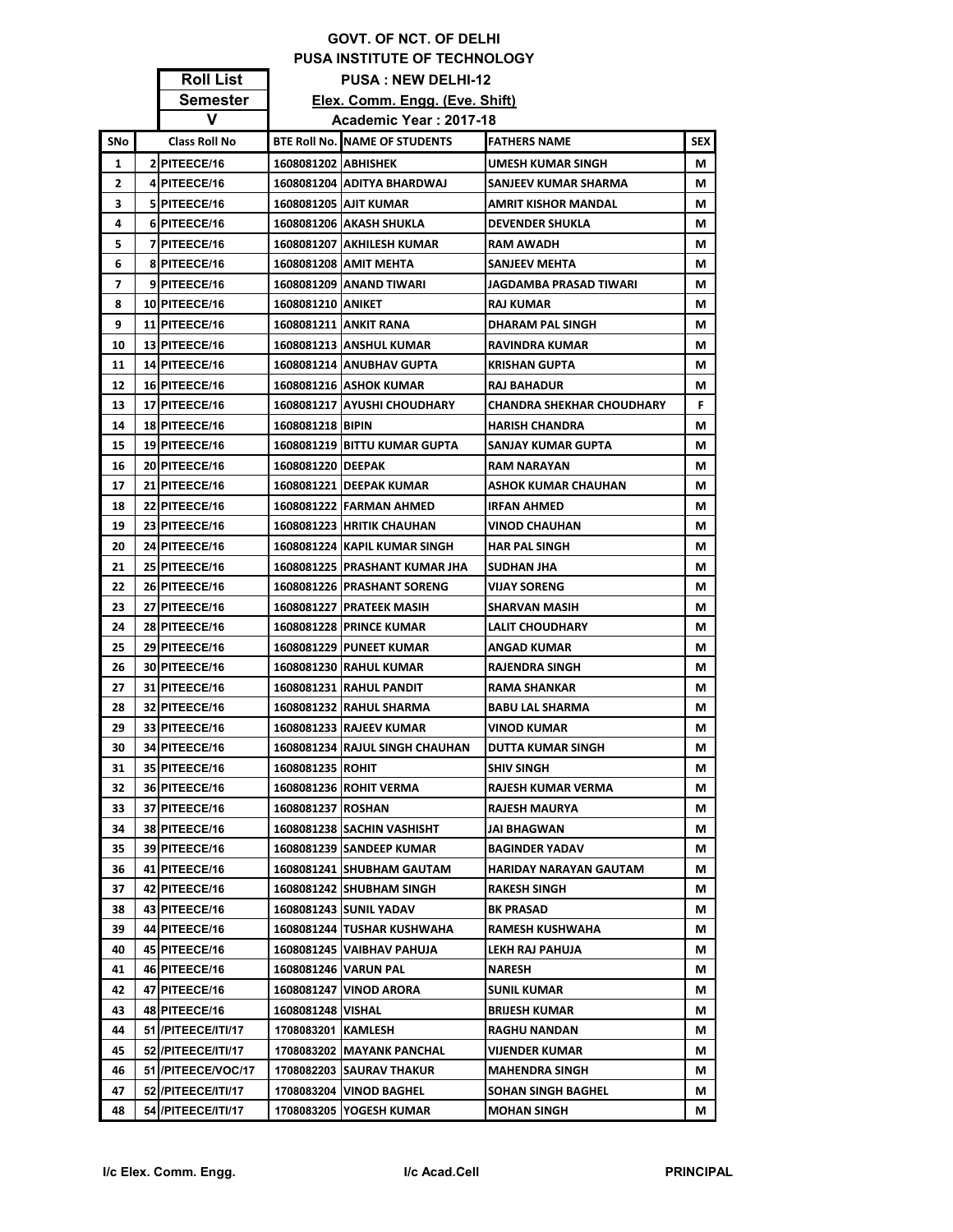# GOVT. OF NCT. OF DELHI
## PUSA INSTITUTE OF TECHNOLOGY
### PUSA : NEW DELHI-12

**Roll List**
**Semester**
**V**

**Elex. Comm. Engg. (Eve. Shift)**

**Academic Year : 2017-18**

| SNo | Class Roll No | BTE Roll No. | NAME OF STUDENTS | FATHERS NAME | SEX |
|---|---|---|---|---|---|
| 1 | 2 PITEECE/16 | 1608081202 | ABHISHEK | UMESH KUMAR SINGH | M |
| 2 | 4 PITEECE/16 | 1608081204 | ADITYA BHARDWAJ | SANJEEV KUMAR SHARMA | M |
| 3 | 5 PITEECE/16 | 1608081205 | AJIT KUMAR | AMRIT KISHOR MANDAL | M |
| 4 | 6 PITEECE/16 | 1608081206 | AKASH SHUKLA | DEVENDER SHUKLA | M |
| 5 | 7 PITEECE/16 | 1608081207 | AKHILESH KUMAR | RAM AWADH | M |
| 6 | 8 PITEECE/16 | 1608081208 | AMIT MEHTA | SANJEEV MEHTA | M |
| 7 | 9 PITEECE/16 | 1608081209 | ANAND TIWARI | JAGDAMBA PRASAD TIWARI | M |
| 8 | 10 PITEECE/16 | 1608081210 | ANIKET | RAJ KUMAR | M |
| 9 | 11 PITEECE/16 | 1608081211 | ANKIT RANA | DHARAM PAL SINGH | M |
| 10 | 13 PITEECE/16 | 1608081213 | ANSHUL KUMAR | RAVINDRA KUMAR | M |
| 11 | 14 PITEECE/16 | 1608081214 | ANUBHAV GUPTA | KRISHAN GUPTA | M |
| 12 | 16 PITEECE/16 | 1608081216 | ASHOK KUMAR | RAJ BAHADUR | M |
| 13 | 17 PITEECE/16 | 1608081217 | AYUSHI CHOUDHARY | CHANDRA SHEKHAR CHOUDHARY | F |
| 14 | 18 PITEECE/16 | 1608081218 | BIPIN | HARISH CHANDRA | M |
| 15 | 19 PITEECE/16 | 1608081219 | BITTU KUMAR GUPTA | SANJAY KUMAR GUPTA | M |
| 16 | 20 PITEECE/16 | 1608081220 | DEEPAK | RAM NARAYAN | M |
| 17 | 21 PITEECE/16 | 1608081221 | DEEPAK KUMAR | ASHOK KUMAR CHAUHAN | M |
| 18 | 22 PITEECE/16 | 1608081222 | FARMAN AHMED | IRFAN AHMED | M |
| 19 | 23 PITEECE/16 | 1608081223 | HRITIK CHAUHAN | VINOD CHAUHAN | M |
| 20 | 24 PITEECE/16 | 1608081224 | KAPIL KUMAR SINGH | HAR PAL SINGH | M |
| 21 | 25 PITEECE/16 | 1608081225 | PRASHANT KUMAR JHA | SUDHAN JHA | M |
| 22 | 26 PITEECE/16 | 1608081226 | PRASHANT SORENG | VIJAY SORENG | M |
| 23 | 27 PITEECE/16 | 1608081227 | PRATEEK MASIH | SHARVAN MASIH | M |
| 24 | 28 PITEECE/16 | 1608081228 | PRINCE KUMAR | LALIT CHOUDHARY | M |
| 25 | 29 PITEECE/16 | 1608081229 | PUNEET KUMAR | ANGAD KUMAR | M |
| 26 | 30 PITEECE/16 | 1608081230 | RAHUL KUMAR | RAJENDRA SINGH | M |
| 27 | 31 PITEECE/16 | 1608081231 | RAHUL PANDIT | RAMA SHANKAR | M |
| 28 | 32 PITEECE/16 | 1608081232 | RAHUL SHARMA | BABU LAL SHARMA | M |
| 29 | 33 PITEECE/16 | 1608081233 | RAJEEV KUMAR | VINOD KUMAR | M |
| 30 | 34 PITEECE/16 | 1608081234 | RAJUL SINGH CHAUHAN | DUTTA KUMAR SINGH | M |
| 31 | 35 PITEECE/16 | 1608081235 | ROHIT | SHIV SINGH | M |
| 32 | 36 PITEECE/16 | 1608081236 | ROHIT VERMA | RAJESH KUMAR VERMA | M |
| 33 | 37 PITEECE/16 | 1608081237 | ROSHAN | RAJESH MAURYA | M |
| 34 | 38 PITEECE/16 | 1608081238 | SACHIN VASHISHT | JAI BHAGWAN | M |
| 35 | 39 PITEECE/16 | 1608081239 | SANDEEP KUMAR | BAGINDER YADAV | M |
| 36 | 41 PITEECE/16 | 1608081241 | SHUBHAM GAUTAM | HARIDAY NARAYAN GAUTAM | M |
| 37 | 42 PITEECE/16 | 1608081242 | SHUBHAM SINGH | RAKESH SINGH | M |
| 38 | 43 PITEECE/16 | 1608081243 | SUNIL YADAV | BK PRASAD | M |
| 39 | 44 PITEECE/16 | 1608081244 | TUSHAR KUSHWAHA | RAMESH KUSHWAHA | M |
| 40 | 45 PITEECE/16 | 1608081245 | VAIBHAV PAHUJA | LEKH RAJ PAHUJA | M |
| 41 | 46 PITEECE/16 | 1608081246 | VARUN PAL | NARESH | M |
| 42 | 47 PITEECE/16 | 1608081247 | VINOD ARORA | SUNIL KUMAR | M |
| 43 | 48 PITEECE/16 | 1608081248 | VISHAL | BRIJESH KUMAR | M |
| 44 | 51 /PITEECE/ITI/17 | 1708083201 | KAMLESH | RAGHU NANDAN | M |
| 45 | 52 /PITEECE/ITI/17 | 1708083202 | MAYANK PANCHAL | VIJENDER KUMAR | M |
| 46 | 51 /PITEECE/VOC/17 | 1708082203 | SAURAV THAKUR | MAHENDRA SINGH | M |
| 47 | 52 /PITEECE/ITI/17 | 1708083204 | VINOD BAGHEL | SOHAN SINGH BAGHEL | M |
| 48 | 54 /PITEECE/ITI/17 | 1708083205 | YOGESH KUMAR | MOHAN SINGH | M |

**I/c Elex. Comm. Engg.** **I/c Acad.Cell** **PRINCIPAL**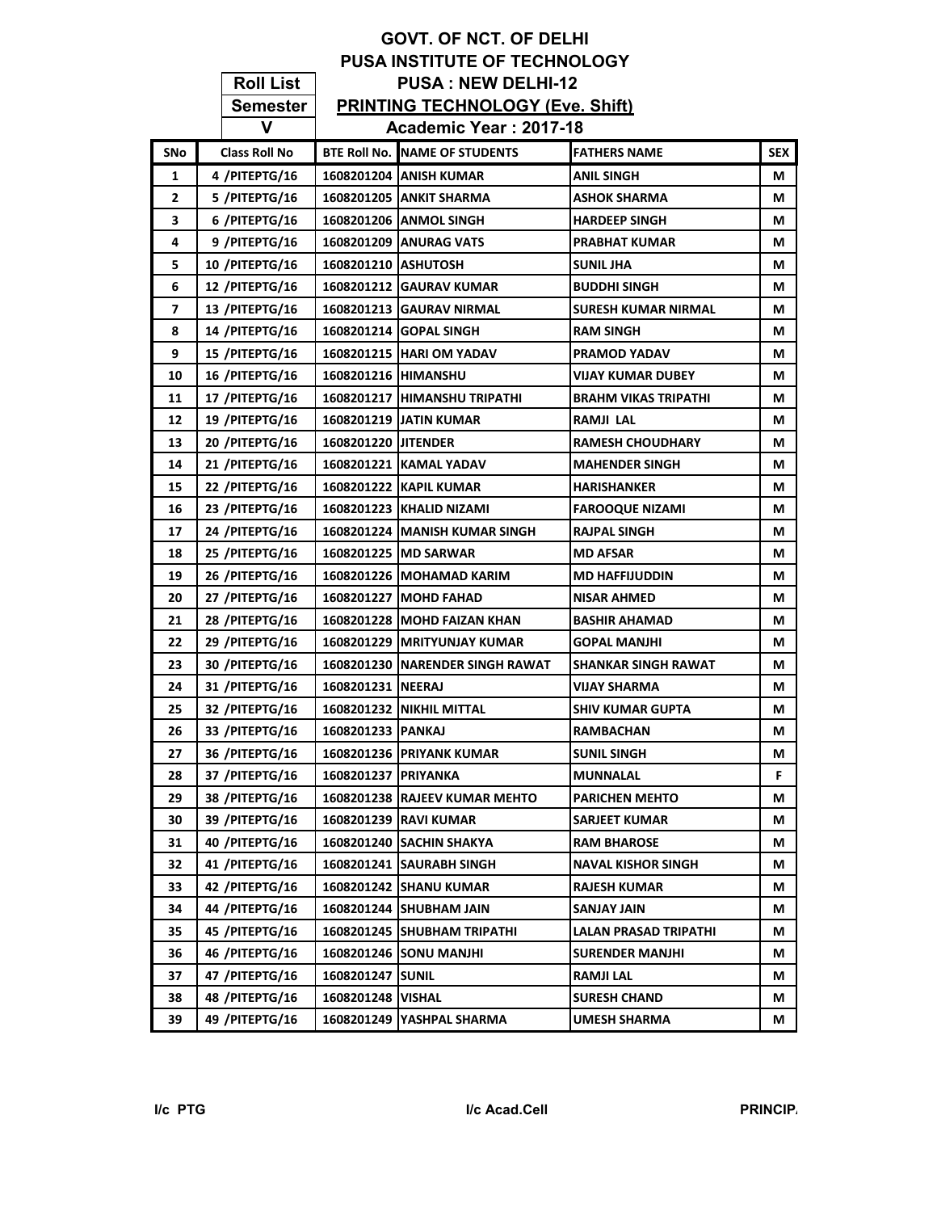# GOVT. OF NCT. OF DELHI
## PUSA INSTITUTE OF TECHNOLOGY
### PUSA : NEW DELHI-12
### PRINTING TECHNOLOGY (Eve. Shift)
### Academic Year : 2017-18

| Roll List |
|---|
| Semester |
| V |

| SNo | Class Roll No | BTE Roll No. | NAME OF STUDENTS | FATHERS NAME | SEX |
|---|---|---|---|---|---|
| 1 | 4 /PITEPTG/16 | 1608201204 | ANISH KUMAR | ANIL SINGH | M |
| 2 | 5 /PITEPTG/16 | 1608201205 | ANKIT SHARMA | ASHOK SHARMA | M |
| 3 | 6 /PITEPTG/16 | 1608201206 | ANMOL SINGH | HARDEEP SINGH | M |
| 4 | 9 /PITEPTG/16 | 1608201209 | ANURAG VATS | PRABHAT KUMAR | M |
| 5 | 10 /PITEPTG/16 | 1608201210 | ASHUTOSH | SUNIL JHA | M |
| 6 | 12 /PITEPTG/16 | 1608201212 | GAURAV KUMAR | BUDDHI SINGH | M |
| 7 | 13 /PITEPTG/16 | 1608201213 | GAURAV NIRMAL | SURESH KUMAR NIRMAL | M |
| 8 | 14 /PITEPTG/16 | 1608201214 | GOPAL SINGH | RAM SINGH | M |
| 9 | 15 /PITEPTG/16 | 1608201215 | HARI OM YADAV | PRAMOD YADAV | M |
| 10 | 16 /PITEPTG/16 | 1608201216 | HIMANSHU | VIJAY KUMAR DUBEY | M |
| 11 | 17 /PITEPTG/16 | 1608201217 | HIMANSHU TRIPATHI | BRAHM VIKAS TRIPATHI | M |
| 12 | 19 /PITEPTG/16 | 1608201219 | JATIN KUMAR | RAMJI LAL | M |
| 13 | 20 /PITEPTG/16 | 1608201220 | JITENDER | RAMESH CHOUDHARY | M |
| 14 | 21 /PITEPTG/16 | 1608201221 | KAMAL YADAV | MAHENDER SINGH | M |
| 15 | 22 /PITEPTG/16 | 1608201222 | KAPIL KUMAR | HARISHANKER | M |
| 16 | 23 /PITEPTG/16 | 1608201223 | KHALID NIZAMI | FAROOQUE NIZAMI | M |
| 17 | 24 /PITEPTG/16 | 1608201224 | MANISH KUMAR SINGH | RAJPAL SINGH | M |
| 18 | 25 /PITEPTG/16 | 1608201225 | MD SARWAR | MD AFSAR | M |
| 19 | 26 /PITEPTG/16 | 1608201226 | MOHAMAD KARIM | MD HAFFIJUDDIN | M |
| 20 | 27 /PITEPTG/16 | 1608201227 | MOHD FAHAD | NISAR AHMED | M |
| 21 | 28 /PITEPTG/16 | 1608201228 | MOHD FAIZAN KHAN | BASHIR AHAMAD | M |
| 22 | 29 /PITEPTG/16 | 1608201229 | MRITYUNJAY KUMAR | GOPAL MANJHI | M |
| 23 | 30 /PITEPTG/16 | 1608201230 | NARENDER SINGH RAWAT | SHANKAR SINGH RAWAT | M |
| 24 | 31 /PITEPTG/16 | 1608201231 | NEERAJ | VIJAY SHARMA | M |
| 25 | 32 /PITEPTG/16 | 1608201232 | NIKHIL MITTAL | SHIV KUMAR GUPTA | M |
| 26 | 33 /PITEPTG/16 | 1608201233 | PANKAJ | RAMBACHAN | M |
| 27 | 36 /PITEPTG/16 | 1608201236 | PRIYANK KUMAR | SUNIL SINGH | M |
| 28 | 37 /PITEPTG/16 | 1608201237 | PRIYANKA | MUNNALAL | F |
| 29 | 38 /PITEPTG/16 | 1608201238 | RAJEEV KUMAR MEHTO | PARICHEN MEHTO | M |
| 30 | 39 /PITEPTG/16 | 1608201239 | RAVI KUMAR | SARJEET KUMAR | M |
| 31 | 40 /PITEPTG/16 | 1608201240 | SACHIN SHAKYA | RAM BHAROSE | M |
| 32 | 41 /PITEPTG/16 | 1608201241 | SAURABH SINGH | NAVAL KISHOR SINGH | M |
| 33 | 42 /PITEPTG/16 | 1608201242 | SHANU KUMAR | RAJESH KUMAR | M |
| 34 | 44 /PITEPTG/16 | 1608201244 | SHUBHAM JAIN | SANJAY JAIN | M |
| 35 | 45 /PITEPTG/16 | 1608201245 | SHUBHAM TRIPATHI | LALAN PRASAD TRIPATHI | M |
| 36 | 46 /PITEPTG/16 | 1608201246 | SONU MANJHI | SURENDER MANJHI | M |
| 37 | 47 /PITEPTG/16 | 1608201247 | SUNIL | RAMJI LAL | M |
| 38 | 48 /PITEPTG/16 | 1608201248 | VISHAL | SURESH CHAND | M |
| 39 | 49 /PITEPTG/16 | 1608201249 | YASHPAL SHARMA | UMESH SHARMA | M |

I/c PTG    I/c Acad.Cell    PRINCIPA